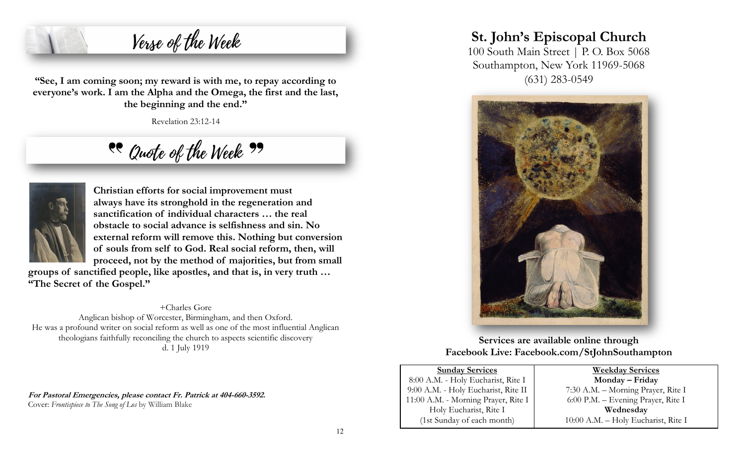## Verse of the Week

**"See, I am coming soon; my reward is with me, to repay according to everyone's work. I am the Alpha and the Omega, the first and the last, the beginning and the end."**

Revelation 23:12-14

## Quote of the Week

**Christian efforts for social improvement must always have its stronghold in the regeneration and sanctification of individual characters … the real obstacle to social advance is selfishness and sin. No external reform will remove this. Nothing but conversion of souls from self to God. Real social reform, then, will proceed, not by the method of majorities, but from small groups of sanctified people, like apostles, and that is, in very truth … "The Secret of the Gospel."**

+Charles Gore
Anglican bishop of Worcester, Birmingham, and then Oxford.
He was a profound writer on social reform as well as one of the most influential Anglican theologians faithfully reconciling the church to aspects scientific discovery
d. 1 July 1919

***For Pastoral Emergencies, please contact Fr. Patrick at 404-660-3592.***
Cover: *Frontispiece to The Song of Los* by William Blake

# St. John's Episcopal Church

100 South Main Street | P. O. Box 5068
Southampton, New York 11969-5068
(631) 283-0549

**Services are available online through Facebook Live: Facebook.com/StJohnSouthampton**

| Sunday Services | Weekday Services |
|---|---|
| 8:00 A.M. - Holy Eucharist, Rite I | **Monday – Friday** |
| 9:00 A.M. - Holy Eucharist, Rite II | 7:30 A.M. – Morning Prayer, Rite I |
| 11:00 A.M. - Morning Prayer, Rite I | 6:00 P.M. – Evening Prayer, Rite I |
| Holy Eucharist, Rite I | **Wednesday** |
| (1st Sunday of each month) | 10:00 A.M. – Holy Eucharist, Rite I |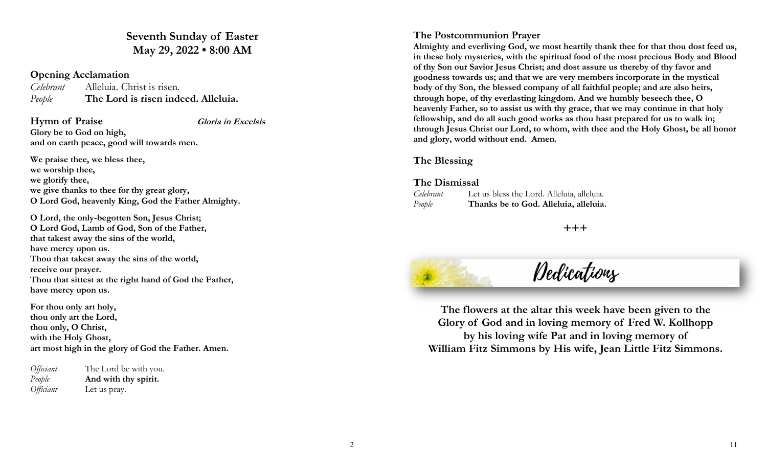## Seventh Sunday of Easter
## May 29, 2022 • 8:00 AM

### Opening Acclamation

*Celebrant* Alleluia. Christ is risen.
*People* **The Lord is risen indeed. Alleluia.**

### Hymn of Praise *Gloria in Excelsis*

**Glory be to God on high,**
**and on earth peace, good will towards men.**

**We praise thee, we bless thee,**
**we worship thee,**
**we glorify thee,**
**we give thanks to thee for thy great glory,**
**O Lord God, heavenly King, God the Father Almighty.**

**O Lord, the only-begotten Son, Jesus Christ;**
**O Lord God, Lamb of God, Son of the Father,**
**that takest away the sins of the world,**
**have mercy upon us.**
**Thou that takest away the sins of the world,**
**receive our prayer.**
**Thou that sittest at the right hand of God the Father,**
**have mercy upon us.**

**For thou only art holy,**
**thou only art the Lord,**
**thou only, O Christ,**
**with the Holy Ghost,**
**art most high in the glory of God the Father. Amen.**

*Officiant* The Lord be with you.
*People* **And with thy spirit.**
*Officiant* Let us pray.

### The Postcommunion Prayer

**Almighty and everliving God, we most heartily thank thee for that thou dost feed us, in these holy mysteries, with the spiritual food of the most precious Body and Blood of thy Son our Savior Jesus Christ; and dost assure us thereby of thy favor and goodness towards us; and that we are very members incorporate in the mystical body of thy Son, the blessed company of all faithful people; and are also heirs, through hope, of thy everlasting kingdom. And we humbly beseech thee, O heavenly Father, so to assist us with thy grace, that we may continue in that holy fellowship, and do all such good works as thou hast prepared for us to walk in; through Jesus Christ our Lord, to whom, with thee and the Holy Ghost, be all honor and glory, world without end. Amen.**

### The Blessing

### The Dismissal

*Celebrant* Let us bless the Lord. Alleluia, alleluia.
*People* **Thanks be to God. Alleluia, alleluia.**

+++

## Dedications

**The flowers at the altar this week have been given to the Glory of God and in loving memory of Fred W. Kollhopp by his loving wife Pat and in loving memory of William Fitz Simmons by His wife, Jean Little Fitz Simmons.**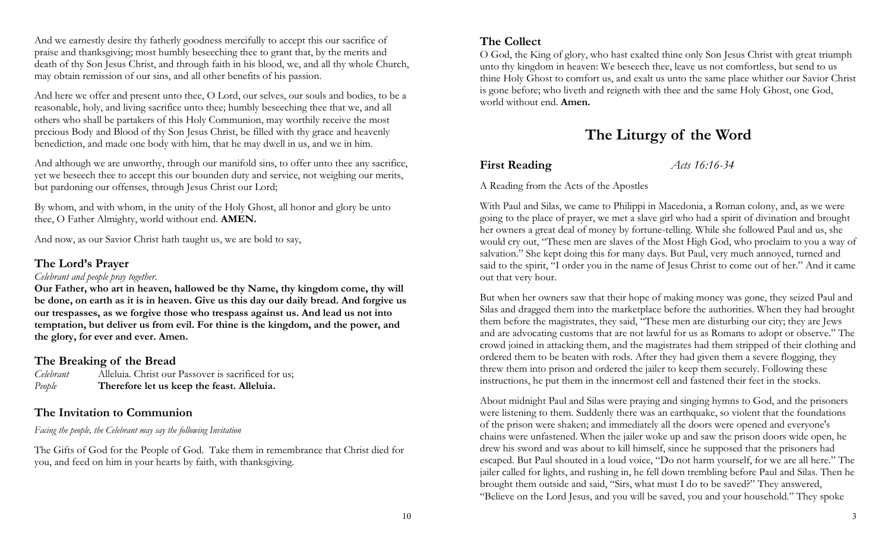And we earnestly desire thy fatherly goodness mercifully to accept this our sacrifice of praise and thanksgiving; most humbly beseeching thee to grant that, by the merits and death of thy Son Jesus Christ, and through faith in his blood, we, and all thy whole Church, may obtain remission of our sins, and all other benefits of his passion.

And here we offer and present unto thee, O Lord, our selves, our souls and bodies, to be a reasonable, holy, and living sacrifice unto thee; humbly beseeching thee that we, and all others who shall be partakers of this Holy Communion, may worthily receive the most precious Body and Blood of thy Son Jesus Christ, be filled with thy grace and heavenly benediction, and made one body with him, that he may dwell in us, and we in him.

And although we are unworthy, through our manifold sins, to offer unto thee any sacrifice, yet we beseech thee to accept this our bounden duty and service, not weighing our merits, but pardoning our offenses, through Jesus Christ our Lord;

By whom, and with whom, in the unity of the Holy Ghost, all honor and glory be unto thee, O Father Almighty, world without end. **AMEN.**

And now, as our Savior Christ hath taught us, we are bold to say,

### The Lord's Prayer

*Celebrant and people pray together.*

**Our Father, who art in heaven, hallowed be thy Name, thy kingdom come, thy will be done, on earth as it is in heaven. Give us this day our daily bread. And forgive us our trespasses, as we forgive those who trespass against us. And lead us not into temptation, but deliver us from evil. For thine is the kingdom, and the power, and the glory, for ever and ever. Amen.**

### The Breaking of the Bread

*Celebrant* Alleluia. Christ our Passover is sacrificed for us;
*People* **Therefore let us keep the feast. Alleluia.**

### The Invitation to Communion

*Facing the people, the Celebrant may say the following Invitation*

The Gifts of God for the People of God. Take them in remembrance that Christ died for you, and feed on him in your hearts by faith, with thanksgiving.

### The Collect

O God, the King of glory, who hast exalted thine only Son Jesus Christ with great triumph unto thy kingdom in heaven: We beseech thee, leave us not comfortless, but send to us thine Holy Ghost to comfort us, and exalt us unto the same place whither our Savior Christ is gone before; who liveth and reigneth with thee and the same Holy Ghost, one God, world without end. **Amen.**

## The Liturgy of the Word

### First Reading *Acts 16:16-34*

A Reading from the Acts of the Apostles

With Paul and Silas, we came to Philippi in Macedonia, a Roman colony, and, as we were going to the place of prayer, we met a slave girl who had a spirit of divination and brought her owners a great deal of money by fortune-telling. While she followed Paul and us, she would cry out, "These men are slaves of the Most High God, who proclaim to you a way of salvation." She kept doing this for many days. But Paul, very much annoyed, turned and said to the spirit, "I order you in the name of Jesus Christ to come out of her." And it came out that very hour.

But when her owners saw that their hope of making money was gone, they seized Paul and Silas and dragged them into the marketplace before the authorities. When they had brought them before the magistrates, they said, "These men are disturbing our city; they are Jews and are advocating customs that are not lawful for us as Romans to adopt or observe." The crowd joined in attacking them, and the magistrates had them stripped of their clothing and ordered them to be beaten with rods. After they had given them a severe flogging, they threw them into prison and ordered the jailer to keep them securely. Following these instructions, he put them in the innermost cell and fastened their feet in the stocks.

About midnight Paul and Silas were praying and singing hymns to God, and the prisoners were listening to them. Suddenly there was an earthquake, so violent that the foundations of the prison were shaken; and immediately all the doors were opened and everyone's chains were unfastened. When the jailer woke up and saw the prison doors wide open, he drew his sword and was about to kill himself, since he supposed that the prisoners had escaped. But Paul shouted in a loud voice, "Do not harm yourself, for we are all here." The jailer called for lights, and rushing in, he fell down trembling before Paul and Silas. Then he brought them outside and said, "Sirs, what must I do to be saved?" They answered, "Believe on the Lord Jesus, and you will be saved, you and your household." They spoke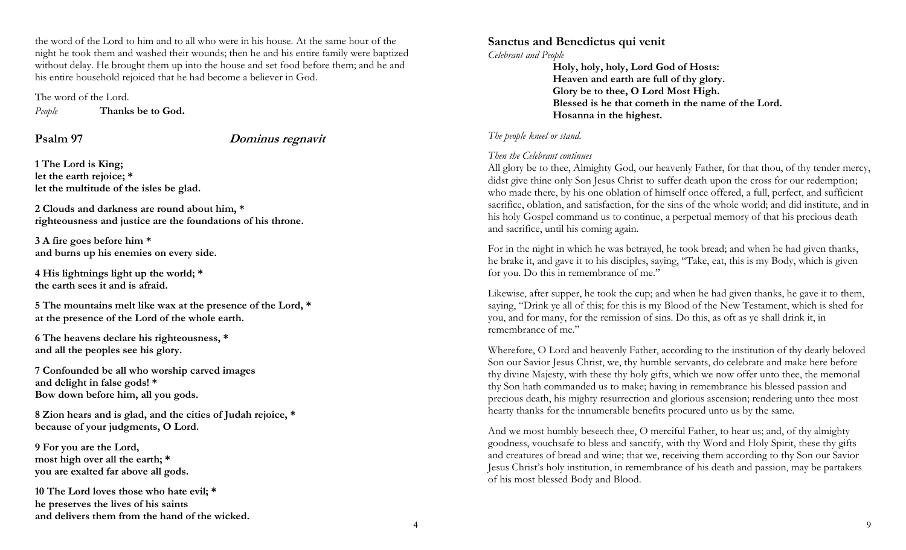the word of the Lord to him and to all who were in his house. At the same hour of the night he took them and washed their wounds; then he and his entire family were baptized without delay. He brought them up into the house and set food before them; and he and his entire household rejoiced that he had become a believer in God.

The word of the Lord.

*People* **Thanks be to God.**

## Psalm 97 *Dominus regnavit*

**1 The Lord is King;**
**let the earth rejoice; ***
**let the multitude of the isles be glad.**

**2 Clouds and darkness are round about him, ***
**righteousness and justice are the foundations of his throne.**

**3 A fire goes before him ***
**and burns up his enemies on every side.**

**4 His lightnings light up the world; ***
**the earth sees it and is afraid.**

**5 The mountains melt like wax at the presence of the Lord, ***
**at the presence of the Lord of the whole earth.**

**6 The heavens declare his righteousness, ***
**and all the peoples see his glory.**

**7 Confounded be all who worship carved images**
**and delight in false gods! ***
**Bow down before him, all you gods.**

**8 Zion hears and is glad, and the cities of Judah rejoice, ***
**because of your judgments, O Lord.**

**9 For you are the Lord,**
**most high over all the earth; ***
**you are exalted far above all gods.**

**10 The Lord loves those who hate evil; ***
**he preserves the lives of his saints**
**and delivers them from the hand of the wicked.**

## Sanctus and Benedictus qui venit

*Celebrant and People*

**Holy, holy, holy, Lord God of Hosts:**
**Heaven and earth are full of thy glory.**
**Glory be to thee, O Lord Most High.**
**Blessed is he that cometh in the name of the Lord.**
**Hosanna in the highest.**

*The people kneel or stand.*

*Then the Celebrant continues*

All glory be to thee, Almighty God, our heavenly Father, for that thou, of thy tender mercy, didst give thine only Son Jesus Christ to suffer death upon the cross for our redemption; who made there, by his one oblation of himself once offered, a full, perfect, and sufficient sacrifice, oblation, and satisfaction, for the sins of the whole world; and did institute, and in his holy Gospel command us to continue, a perpetual memory of that his precious death and sacrifice, until his coming again.

For in the night in which he was betrayed, he took bread; and when he had given thanks, he brake it, and gave it to his disciples, saying, "Take, eat, this is my Body, which is given for you. Do this in remembrance of me."

Likewise, after supper, he took the cup; and when he had given thanks, he gave it to them, saying, "Drink ye all of this; for this is my Blood of the New Testament, which is shed for you, and for many, for the remission of sins. Do this, as oft as ye shall drink it, in remembrance of me."

Wherefore, O Lord and heavenly Father, according to the institution of thy dearly beloved Son our Savior Jesus Christ, we, thy humble servants, do celebrate and make here before thy divine Majesty, with these thy holy gifts, which we now offer unto thee, the memorial thy Son hath commanded us to make; having in remembrance his blessed passion and precious death, his mighty resurrection and glorious ascension; rendering unto thee most hearty thanks for the innumerable benefits procured unto us by the same.

And we most humbly beseech thee, O merciful Father, to hear us; and, of thy almighty goodness, vouchsafe to bless and sanctify, with thy Word and Holy Spirit, these thy gifts and creatures of bread and wine; that we, receiving them according to thy Son our Savior Jesus Christ's holy institution, in remembrance of his death and passion, may be partakers of his most blessed Body and Blood.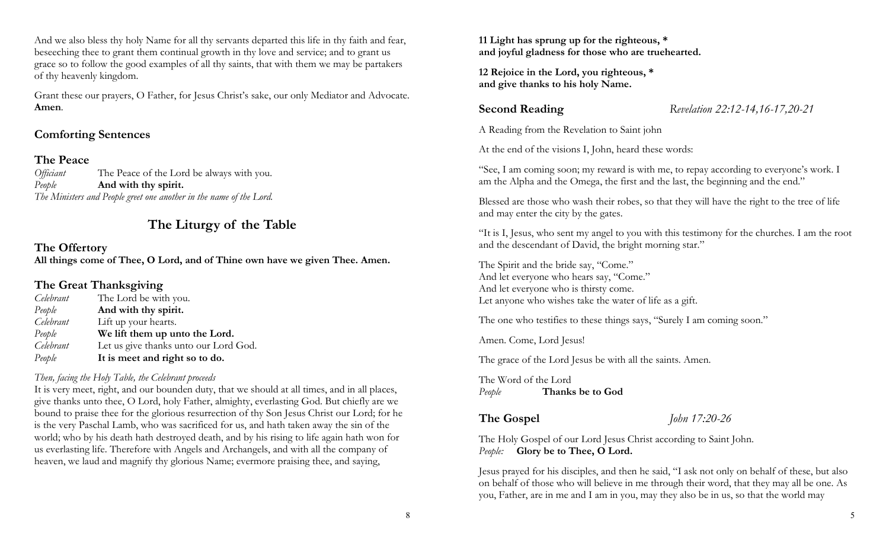And we also bless thy holy Name for all thy servants departed this life in thy faith and fear, beseeching thee to grant them continual growth in thy love and service; and to grant us grace so to follow the good examples of all thy saints, that with them we may be partakers of thy heavenly kingdom.

Grant these our prayers, O Father, for Jesus Christ's sake, our only Mediator and Advocate. **Amen**.

## Comforting Sentences

## The Peace

*Officiant* The Peace of the Lord be always with you.
*People* **And with thy spirit.**
*The Ministers and People greet one another in the name of the Lord.*

# The Liturgy of the Table

## The Offertory

**All things come of Thee, O Lord, and of Thine own have we given Thee. Amen.**

## The Great Thanksgiving

*Celebrant* The Lord be with you.
*People* **And with thy spirit.**
*Celebrant* Lift up your hearts.
*People* **We lift them up unto the Lord.**
*Celebrant* Let us give thanks unto our Lord God.
*People* **It is meet and right so to do.**

*Then, facing the Holy Table, the Celebrant proceeds*

It is very meet, right, and our bounden duty, that we should at all times, and in all places, give thanks unto thee, O Lord, holy Father, almighty, everlasting God. But chiefly are we bound to praise thee for the glorious resurrection of thy Son Jesus Christ our Lord; for he is the very Paschal Lamb, who was sacrificed for us, and hath taken away the sin of the world; who by his death hath destroyed death, and by his rising to life again hath won for us everlasting life. Therefore with Angels and Archangels, and with all the company of heaven, we laud and magnify thy glorious Name; evermore praising thee, and saying,

**11 Light has sprung up for the righteous, \***
**and joyful gladness for those who are truehearted.**

**12 Rejoice in the Lord, you righteous, \***
**and give thanks to his holy Name.**

## Second Reading *Revelation 22:12-14,16-17,20-21*

A Reading from the Revelation to Saint john

At the end of the visions I, John, heard these words:

"See, I am coming soon; my reward is with me, to repay according to everyone's work. I am the Alpha and the Omega, the first and the last, the beginning and the end."

Blessed are those who wash their robes, so that they will have the right to the tree of life and may enter the city by the gates.

"It is I, Jesus, who sent my angel to you with this testimony for the churches. I am the root and the descendant of David, the bright morning star."

The Spirit and the bride say, "Come."
And let everyone who hears say, "Come."
And let everyone who is thirsty come.
Let anyone who wishes take the water of life as a gift.

The one who testifies to these things says, "Surely I am coming soon."

Amen. Come, Lord Jesus!

The grace of the Lord Jesus be with all the saints. Amen.

The Word of the Lord
*People* **Thanks be to God**

## The Gospel *John 17:20-26*

The Holy Gospel of our Lord Jesus Christ according to Saint John.
*People:* **Glory be to Thee, O Lord.**

Jesus prayed for his disciples, and then he said, "I ask not only on behalf of these, but also on behalf of those who will believe in me through their word, that they may all be one. As you, Father, are in me and I am in you, may they also be in us, so that the world may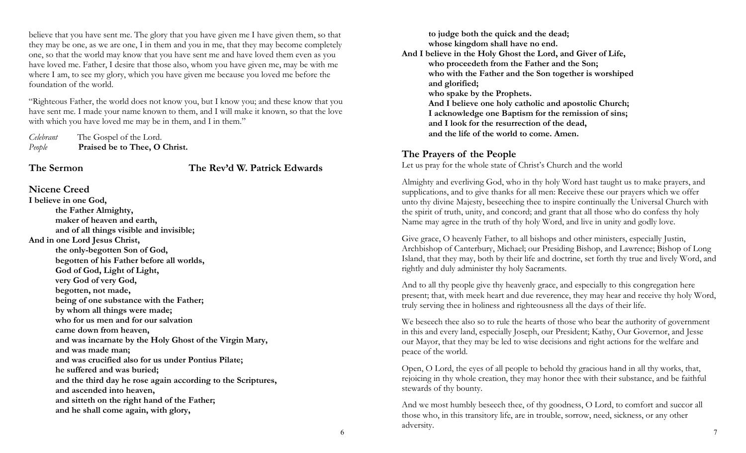believe that you have sent me. The glory that you have given me I have given them, so that they may be one, as we are one, I in them and you in me, that they may become completely one, so that the world may know that you have sent me and have loved them even as you have loved me. Father, I desire that those also, whom you have given me, may be with me where I am, to see my glory, which you have given me because you loved me before the foundation of the world.

"Righteous Father, the world does not know you, but I know you; and these know that you have sent me. I made your name known to them, and I will make it known, so that the love with which you have loved me may be in them, and I in them."

*Celebrant* The Gospel of the Lord.
*People* **Praised be to Thee, O Christ.**

## The Sermon — The Rev'd W. Patrick Edwards

## Nicene Creed

**I believe in one God,**
**the Father Almighty,**
**maker of heaven and earth,**
**and of all things visible and invisible;**
**And in one Lord Jesus Christ,**
**the only-begotten Son of God,**
**begotten of his Father before all worlds,**
**God of God, Light of Light,**
**very God of very God,**
**begotten, not made,**
**being of one substance with the Father;**
**by whom all things were made;**
**who for us men and for our salvation**
**came down from heaven,**
**and was incarnate by the Holy Ghost of the Virgin Mary,**
**and was made man;**
**and was crucified also for us under Pontius Pilate;**
**he suffered and was buried;**
**and the third day he rose again according to the Scriptures,**
**and ascended into heaven,**
**and sitteth on the right hand of the Father;**
**and he shall come again, with glory,**
**to judge both the quick and the dead;**
**whose kingdom shall have no end.**
**And I believe in the Holy Ghost the Lord, and Giver of Life,**
**who proceedeth from the Father and the Son;**
**who with the Father and the Son together is worshiped and glorified;**
**who spake by the Prophets.**
**And I believe one holy catholic and apostolic Church;**
**I acknowledge one Baptism for the remission of sins;**
**and I look for the resurrection of the dead,**
**and the life of the world to come. Amen.**

## The Prayers of the People

Let us pray for the whole state of Christ's Church and the world

Almighty and everliving God, who in thy holy Word hast taught us to make prayers, and supplications, and to give thanks for all men: Receive these our prayers which we offer unto thy divine Majesty, beseeching thee to inspire continually the Universal Church with the spirit of truth, unity, and concord; and grant that all those who do confess thy holy Name may agree in the truth of thy holy Word, and live in unity and godly love.

Give grace, O heavenly Father, to all bishops and other ministers, especially Justin, Archbishop of Canterbury, Michael; our Presiding Bishop, and Lawrence; Bishop of Long Island, that they may, both by their life and doctrine, set forth thy true and lively Word, and rightly and duly administer thy holy Sacraments.

And to all thy people give thy heavenly grace, and especially to this congregation here present; that, with meek heart and due reverence, they may hear and receive thy holy Word, truly serving thee in holiness and righteousness all the days of their life.

We beseech thee also so to rule the hearts of those who bear the authority of government in this and every land, especially Joseph, our President; Kathy, Our Governor, and Jesse our Mayor, that they may be led to wise decisions and right actions for the welfare and peace of the world.

Open, O Lord, the eyes of all people to behold thy gracious hand in all thy works, that, rejoicing in thy whole creation, they may honor thee with their substance, and be faithful stewards of thy bounty.

And we most humbly beseech thee, of thy goodness, O Lord, to comfort and succor all those who, in this transitory life, are in trouble, sorrow, need, sickness, or any other adversity.